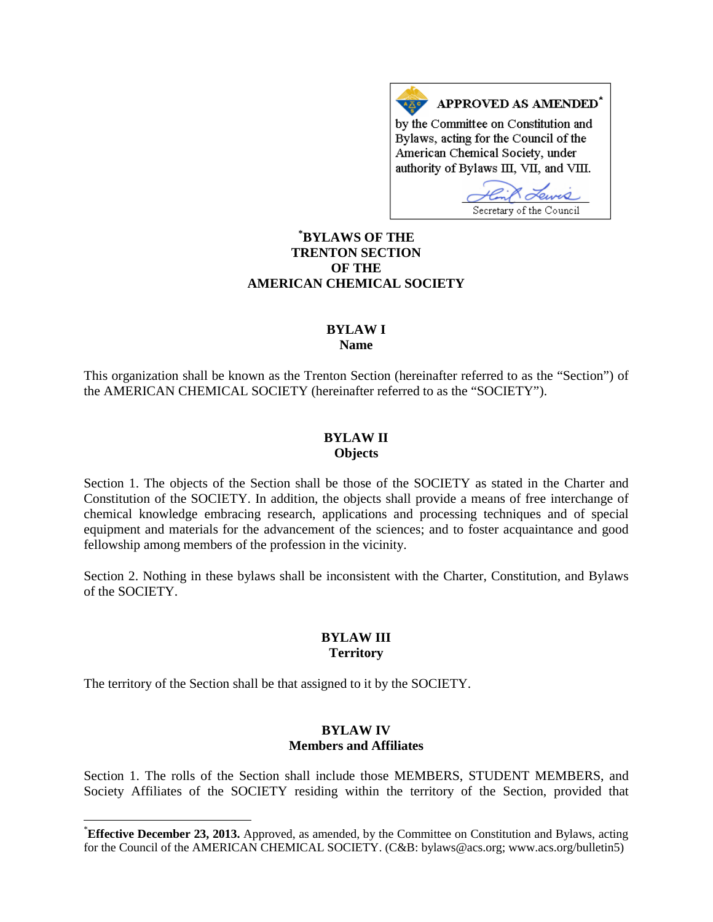**APPROVED AS AMENDED***

by the Committee on Constitution and Bylaws, acting for the Council of the American Chemical Society, under authority of Bylaws III, VII, and VIII.

Secretary of the Council

# *BYLAWS OF THE TRENTON SECTION OF THE AMERICAN CHEMICAL SOCIETY

## BYLAW I
## Name

This organization shall be known as the Trenton Section (hereinafter referred to as the "Section") of the AMERICAN CHEMICAL SOCIETY (hereinafter referred to as the "SOCIETY").

## BYLAW II
## Objects

Section 1. The objects of the Section shall be those of the SOCIETY as stated in the Charter and Constitution of the SOCIETY. In addition, the objects shall provide a means of free interchange of chemical knowledge embracing research, applications and processing techniques and of special equipment and materials for the advancement of the sciences; and to foster acquaintance and good fellowship among members of the profession in the vicinity.

Section 2. Nothing in these bylaws shall be inconsistent with the Charter, Constitution, and Bylaws of the SOCIETY.

## BYLAW III
## Territory

The territory of the Section shall be that assigned to it by the SOCIETY.

## BYLAW IV
## Members and Affiliates

Section 1. The rolls of the Section shall include those MEMBERS, STUDENT MEMBERS, and Society Affiliates of the SOCIETY residing within the territory of the Section, provided that

---

***Effective December 23, 2013.** Approved, as amended, by the Committee on Constitution and Bylaws, acting for the Council of the AMERICAN CHEMICAL SOCIETY. (C&B: bylaws@acs.org; www.acs.org/bulletin5)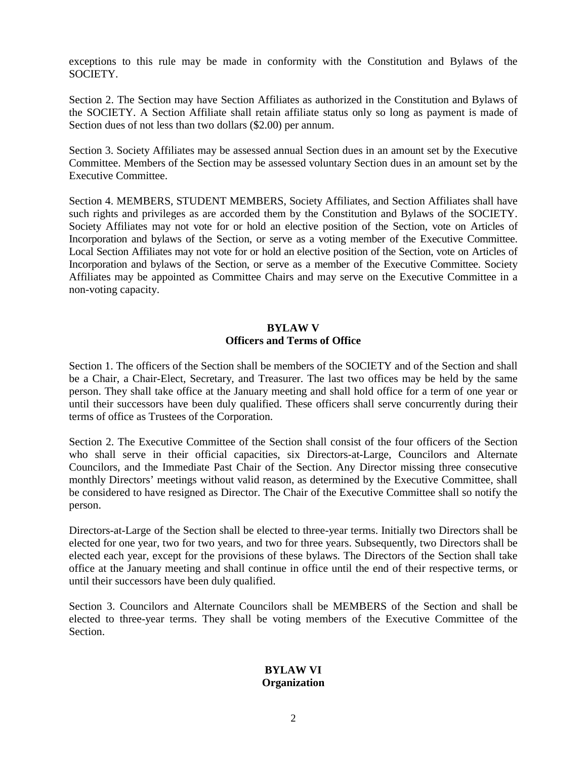exceptions to this rule may be made in conformity with the Constitution and Bylaws of the SOCIETY.

Section 2. The Section may have Section Affiliates as authorized in the Constitution and Bylaws of the SOCIETY. A Section Affiliate shall retain affiliate status only so long as payment is made of Section dues of not less than two dollars ($2.00) per annum.

Section 3. Society Affiliates may be assessed annual Section dues in an amount set by the Executive Committee. Members of the Section may be assessed voluntary Section dues in an amount set by the Executive Committee.

Section 4. MEMBERS, STUDENT MEMBERS, Society Affiliates, and Section Affiliates shall have such rights and privileges as are accorded them by the Constitution and Bylaws of the SOCIETY. Society Affiliates may not vote for or hold an elective position of the Section, vote on Articles of Incorporation and bylaws of the Section, or serve as a voting member of the Executive Committee. Local Section Affiliates may not vote for or hold an elective position of the Section, vote on Articles of Incorporation and bylaws of the Section, or serve as a member of the Executive Committee. Society Affiliates may be appointed as Committee Chairs and may serve on the Executive Committee in a non-voting capacity.

## BYLAW V
## Officers and Terms of Office

Section 1. The officers of the Section shall be members of the SOCIETY and of the Section and shall be a Chair, a Chair-Elect, Secretary, and Treasurer. The last two offices may be held by the same person. They shall take office at the January meeting and shall hold office for a term of one year or until their successors have been duly qualified. These officers shall serve concurrently during their terms of office as Trustees of the Corporation.

Section 2. The Executive Committee of the Section shall consist of the four officers of the Section who shall serve in their official capacities, six Directors-at-Large, Councilors and Alternate Councilors, and the Immediate Past Chair of the Section. Any Director missing three consecutive monthly Directors' meetings without valid reason, as determined by the Executive Committee, shall be considered to have resigned as Director. The Chair of the Executive Committee shall so notify the person.

Directors-at-Large of the Section shall be elected to three-year terms. Initially two Directors shall be elected for one year, two for two years, and two for three years. Subsequently, two Directors shall be elected each year, except for the provisions of these bylaws. The Directors of the Section shall take office at the January meeting and shall continue in office until the end of their respective terms, or until their successors have been duly qualified.

Section 3. Councilors and Alternate Councilors shall be MEMBERS of the Section and shall be elected to three-year terms. They shall be voting members of the Executive Committee of the Section.

## BYLAW VI
## Organization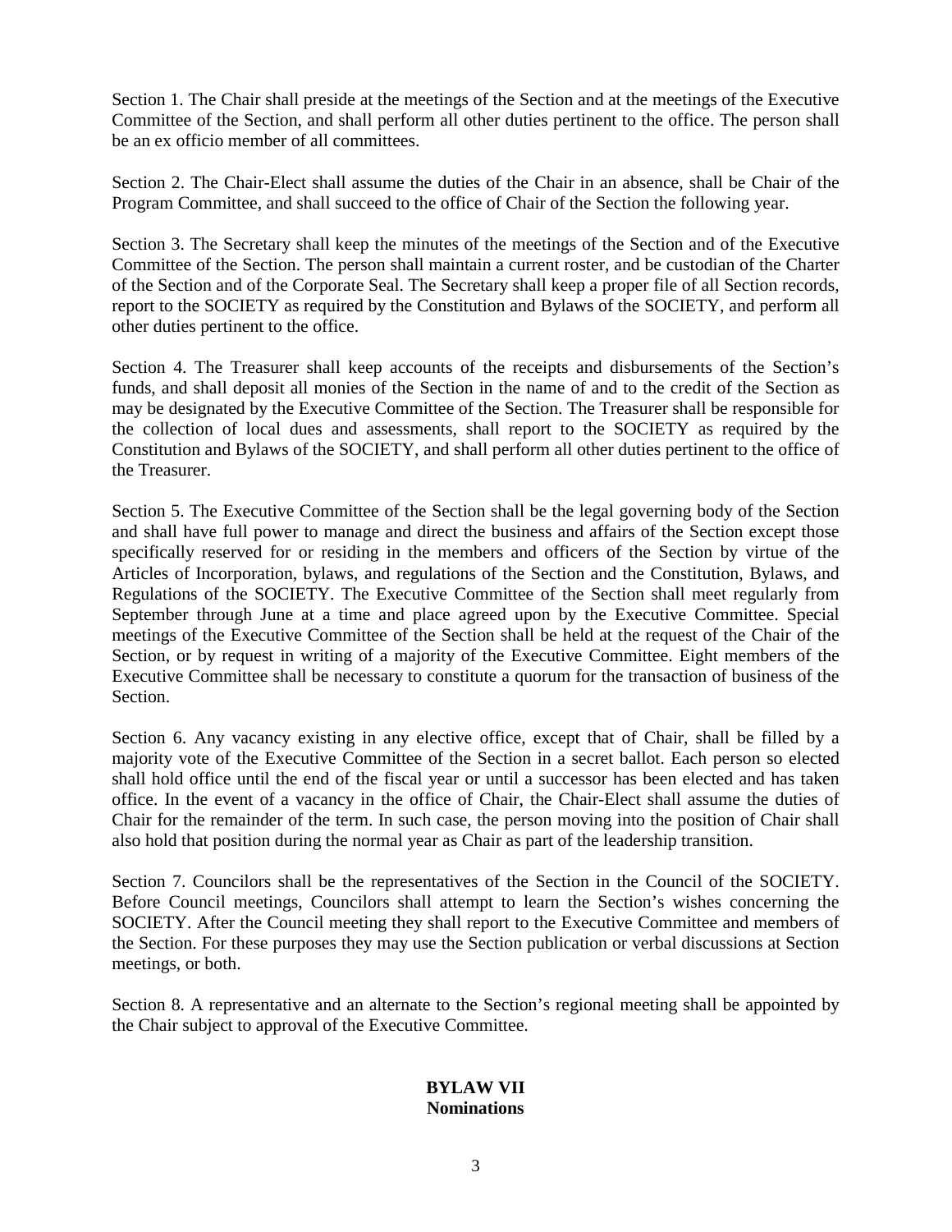Section 1. The Chair shall preside at the meetings of the Section and at the meetings of the Executive Committee of the Section, and shall perform all other duties pertinent to the office. The person shall be an ex officio member of all committees.

Section 2. The Chair-Elect shall assume the duties of the Chair in an absence, shall be Chair of the Program Committee, and shall succeed to the office of Chair of the Section the following year.

Section 3. The Secretary shall keep the minutes of the meetings of the Section and of the Executive Committee of the Section. The person shall maintain a current roster, and be custodian of the Charter of the Section and of the Corporate Seal. The Secretary shall keep a proper file of all Section records, report to the SOCIETY as required by the Constitution and Bylaws of the SOCIETY, and perform all other duties pertinent to the office.

Section 4. The Treasurer shall keep accounts of the receipts and disbursements of the Section's funds, and shall deposit all monies of the Section in the name of and to the credit of the Section as may be designated by the Executive Committee of the Section. The Treasurer shall be responsible for the collection of local dues and assessments, shall report to the SOCIETY as required by the Constitution and Bylaws of the SOCIETY, and shall perform all other duties pertinent to the office of the Treasurer.

Section 5. The Executive Committee of the Section shall be the legal governing body of the Section and shall have full power to manage and direct the business and affairs of the Section except those specifically reserved for or residing in the members and officers of the Section by virtue of the Articles of Incorporation, bylaws, and regulations of the Section and the Constitution, Bylaws, and Regulations of the SOCIETY. The Executive Committee of the Section shall meet regularly from September through June at a time and place agreed upon by the Executive Committee. Special meetings of the Executive Committee of the Section shall be held at the request of the Chair of the Section, or by request in writing of a majority of the Executive Committee. Eight members of the Executive Committee shall be necessary to constitute a quorum for the transaction of business of the Section.

Section 6. Any vacancy existing in any elective office, except that of Chair, shall be filled by a majority vote of the Executive Committee of the Section in a secret ballot. Each person so elected shall hold office until the end of the fiscal year or until a successor has been elected and has taken office. In the event of a vacancy in the office of Chair, the Chair-Elect shall assume the duties of Chair for the remainder of the term. In such case, the person moving into the position of Chair shall also hold that position during the normal year as Chair as part of the leadership transition.

Section 7. Councilors shall be the representatives of the Section in the Council of the SOCIETY. Before Council meetings, Councilors shall attempt to learn the Section's wishes concerning the SOCIETY. After the Council meeting they shall report to the Executive Committee and members of the Section. For these purposes they may use the Section publication or verbal discussions at Section meetings, or both.

Section 8. A representative and an alternate to the Section's regional meeting shall be appointed by the Chair subject to approval of the Executive Committee.

## BYLAW VII
## Nominations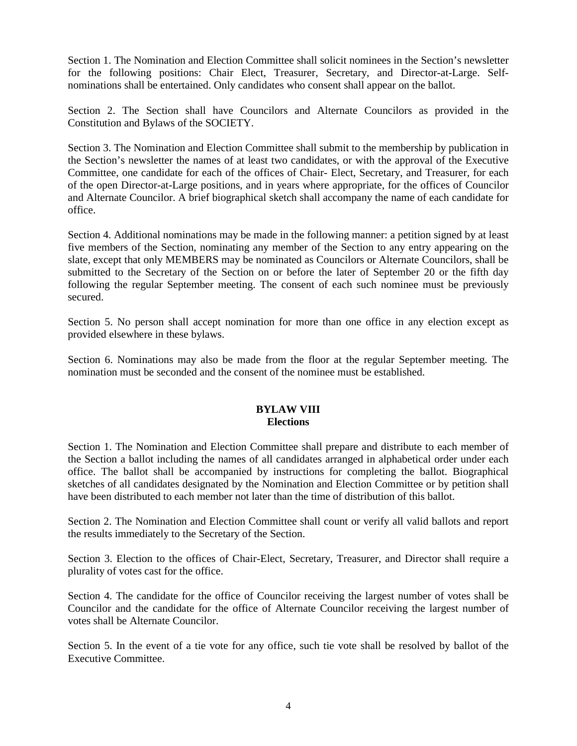Section 1. The Nomination and Election Committee shall solicit nominees in the Section's newsletter for the following positions: Chair Elect, Treasurer, Secretary, and Director-at-Large. Self-nominations shall be entertained. Only candidates who consent shall appear on the ballot.

Section 2. The Section shall have Councilors and Alternate Councilors as provided in the Constitution and Bylaws of the SOCIETY.

Section 3. The Nomination and Election Committee shall submit to the membership by publication in the Section's newsletter the names of at least two candidates, or with the approval of the Executive Committee, one candidate for each of the offices of Chair- Elect, Secretary, and Treasurer, for each of the open Director-at-Large positions, and in years where appropriate, for the offices of Councilor and Alternate Councilor. A brief biographical sketch shall accompany the name of each candidate for office.

Section 4. Additional nominations may be made in the following manner: a petition signed by at least five members of the Section, nominating any member of the Section to any entry appearing on the slate, except that only MEMBERS may be nominated as Councilors or Alternate Councilors, shall be submitted to the Secretary of the Section on or before the later of September 20 or the fifth day following the regular September meeting. The consent of each such nominee must be previously secured.

Section 5. No person shall accept nomination for more than one office in any election except as provided elsewhere in these bylaws.

Section 6. Nominations may also be made from the floor at the regular September meeting. The nomination must be seconded and the consent of the nominee must be established.

## BYLAW VIII
## Elections

Section 1. The Nomination and Election Committee shall prepare and distribute to each member of the Section a ballot including the names of all candidates arranged in alphabetical order under each office. The ballot shall be accompanied by instructions for completing the ballot. Biographical sketches of all candidates designated by the Nomination and Election Committee or by petition shall have been distributed to each member not later than the time of distribution of this ballot.

Section 2. The Nomination and Election Committee shall count or verify all valid ballots and report the results immediately to the Secretary of the Section.

Section 3. Election to the offices of Chair-Elect, Secretary, Treasurer, and Director shall require a plurality of votes cast for the office.

Section 4. The candidate for the office of Councilor receiving the largest number of votes shall be Councilor and the candidate for the office of Alternate Councilor receiving the largest number of votes shall be Alternate Councilor.

Section 5. In the event of a tie vote for any office, such tie vote shall be resolved by ballot of the Executive Committee.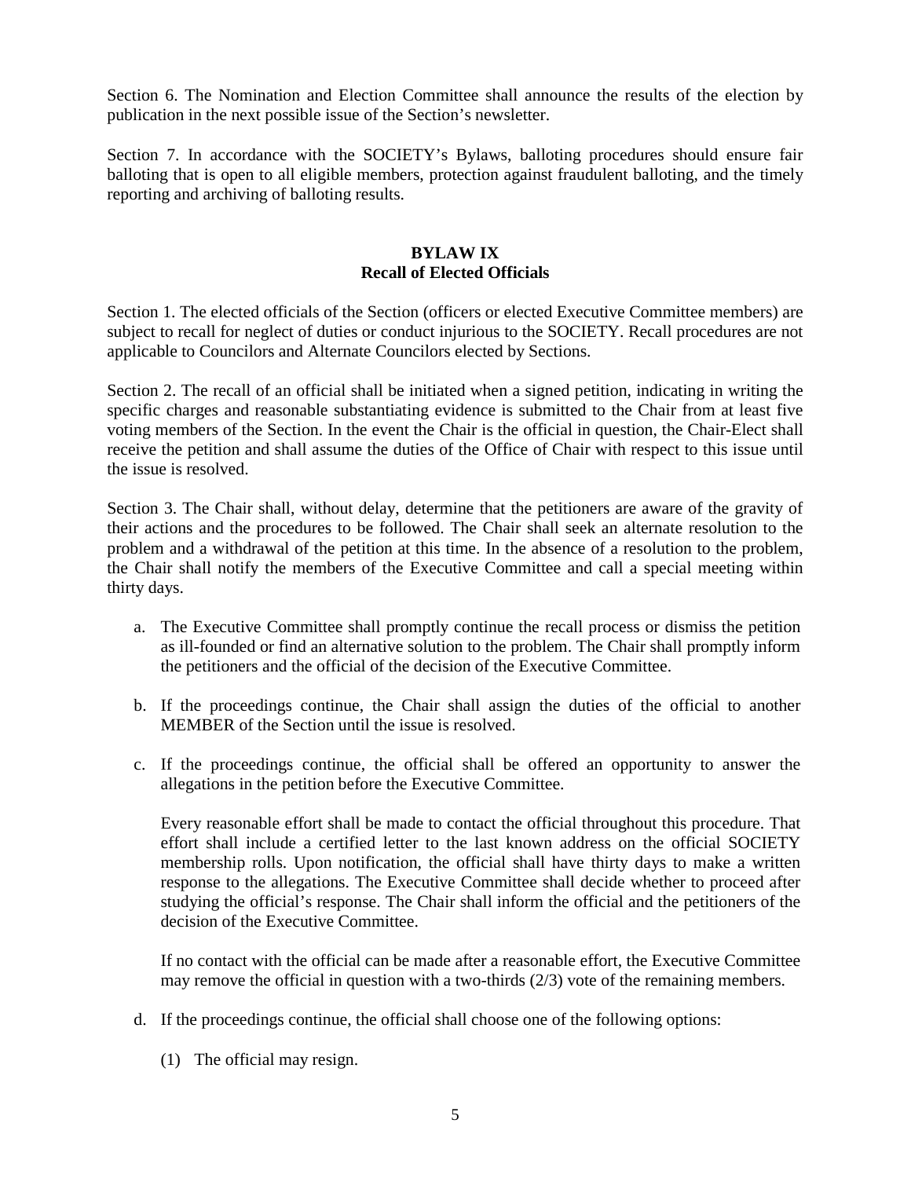Section 6. The Nomination and Election Committee shall announce the results of the election by publication in the next possible issue of the Section's newsletter.

Section 7. In accordance with the SOCIETY's Bylaws, balloting procedures should ensure fair balloting that is open to all eligible members, protection against fraudulent balloting, and the timely reporting and archiving of balloting results.

## BYLAW IX
## Recall of Elected Officials

Section 1. The elected officials of the Section (officers or elected Executive Committee members) are subject to recall for neglect of duties or conduct injurious to the SOCIETY. Recall procedures are not applicable to Councilors and Alternate Councilors elected by Sections.

Section 2. The recall of an official shall be initiated when a signed petition, indicating in writing the specific charges and reasonable substantiating evidence is submitted to the Chair from at least five voting members of the Section. In the event the Chair is the official in question, the Chair-Elect shall receive the petition and shall assume the duties of the Office of Chair with respect to this issue until the issue is resolved.

Section 3. The Chair shall, without delay, determine that the petitioners are aware of the gravity of their actions and the procedures to be followed. The Chair shall seek an alternate resolution to the problem and a withdrawal of the petition at this time. In the absence of a resolution to the problem, the Chair shall notify the members of the Executive Committee and call a special meeting within thirty days.

a. The Executive Committee shall promptly continue the recall process or dismiss the petition as ill-founded or find an alternative solution to the problem. The Chair shall promptly inform the petitioners and the official of the decision of the Executive Committee.

b. If the proceedings continue, the Chair shall assign the duties of the official to another MEMBER of the Section until the issue is resolved.

c. If the proceedings continue, the official shall be offered an opportunity to answer the allegations in the petition before the Executive Committee.

   Every reasonable effort shall be made to contact the official throughout this procedure. That effort shall include a certified letter to the last known address on the official SOCIETY membership rolls. Upon notification, the official shall have thirty days to make a written response to the allegations. The Executive Committee shall decide whether to proceed after studying the official's response. The Chair shall inform the official and the petitioners of the decision of the Executive Committee.

   If no contact with the official can be made after a reasonable effort, the Executive Committee may remove the official in question with a two-thirds (2/3) vote of the remaining members.

d. If the proceedings continue, the official shall choose one of the following options:

   (1) The official may resign.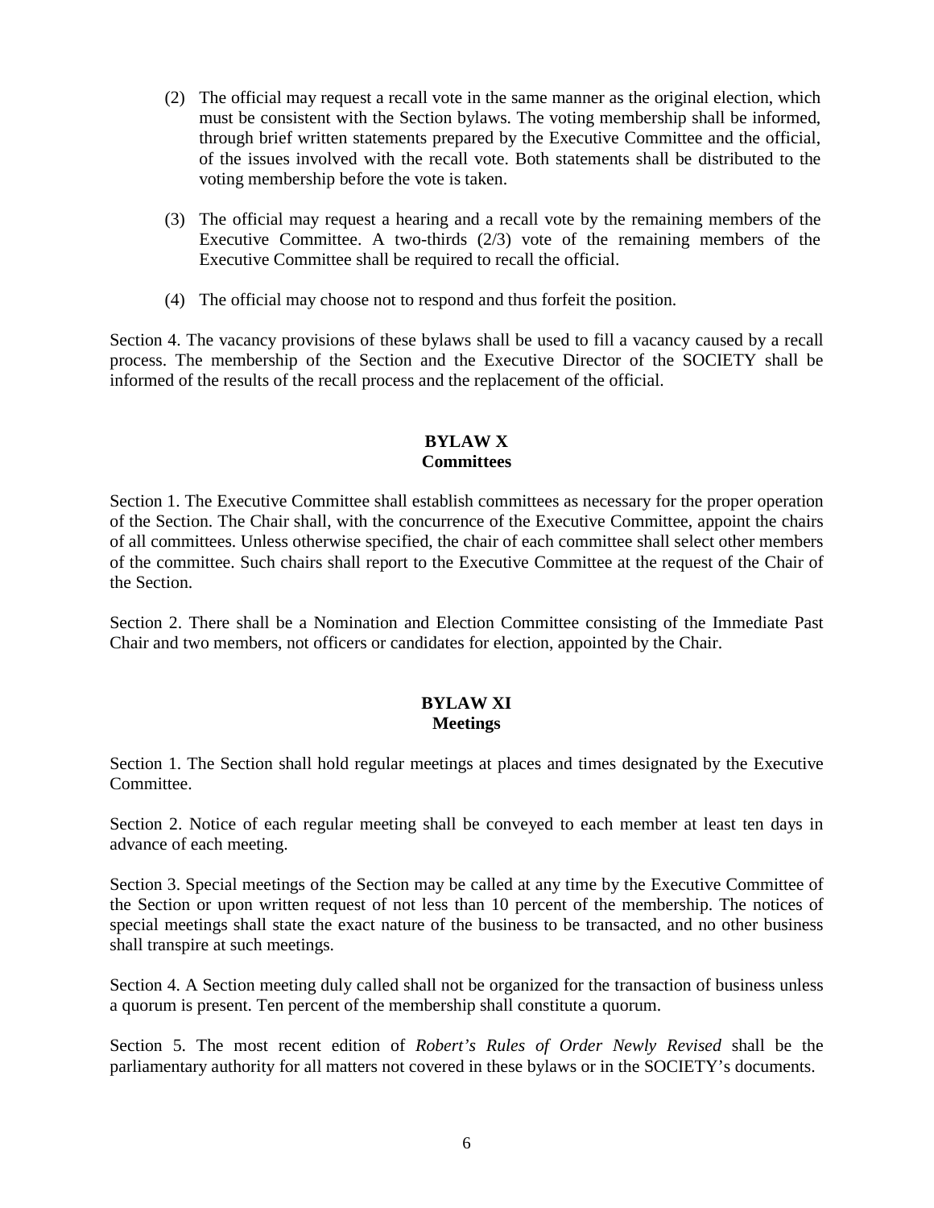(2) The official may request a recall vote in the same manner as the original election, which must be consistent with the Section bylaws. The voting membership shall be informed, through brief written statements prepared by the Executive Committee and the official, of the issues involved with the recall vote. Both statements shall be distributed to the voting membership before the vote is taken.

(3) The official may request a hearing and a recall vote by the remaining members of the Executive Committee. A two-thirds (2/3) vote of the remaining members of the Executive Committee shall be required to recall the official.

(4) The official may choose not to respond and thus forfeit the position.

Section 4. The vacancy provisions of these bylaws shall be used to fill a vacancy caused by a recall process. The membership of the Section and the Executive Director of the SOCIETY shall be informed of the results of the recall process and the replacement of the official.

## BYLAW X
## Committees

Section 1. The Executive Committee shall establish committees as necessary for the proper operation of the Section. The Chair shall, with the concurrence of the Executive Committee, appoint the chairs of all committees. Unless otherwise specified, the chair of each committee shall select other members of the committee. Such chairs shall report to the Executive Committee at the request of the Chair of the Section.

Section 2. There shall be a Nomination and Election Committee consisting of the Immediate Past Chair and two members, not officers or candidates for election, appointed by the Chair.

## BYLAW XI
## Meetings

Section 1. The Section shall hold regular meetings at places and times designated by the Executive Committee.

Section 2. Notice of each regular meeting shall be conveyed to each member at least ten days in advance of each meeting.

Section 3. Special meetings of the Section may be called at any time by the Executive Committee of the Section or upon written request of not less than 10 percent of the membership. The notices of special meetings shall state the exact nature of the business to be transacted, and no other business shall transpire at such meetings.

Section 4. A Section meeting duly called shall not be organized for the transaction of business unless a quorum is present. Ten percent of the membership shall constitute a quorum.

Section 5. The most recent edition of *Robert's Rules of Order Newly Revised* shall be the parliamentary authority for all matters not covered in these bylaws or in the SOCIETY's documents.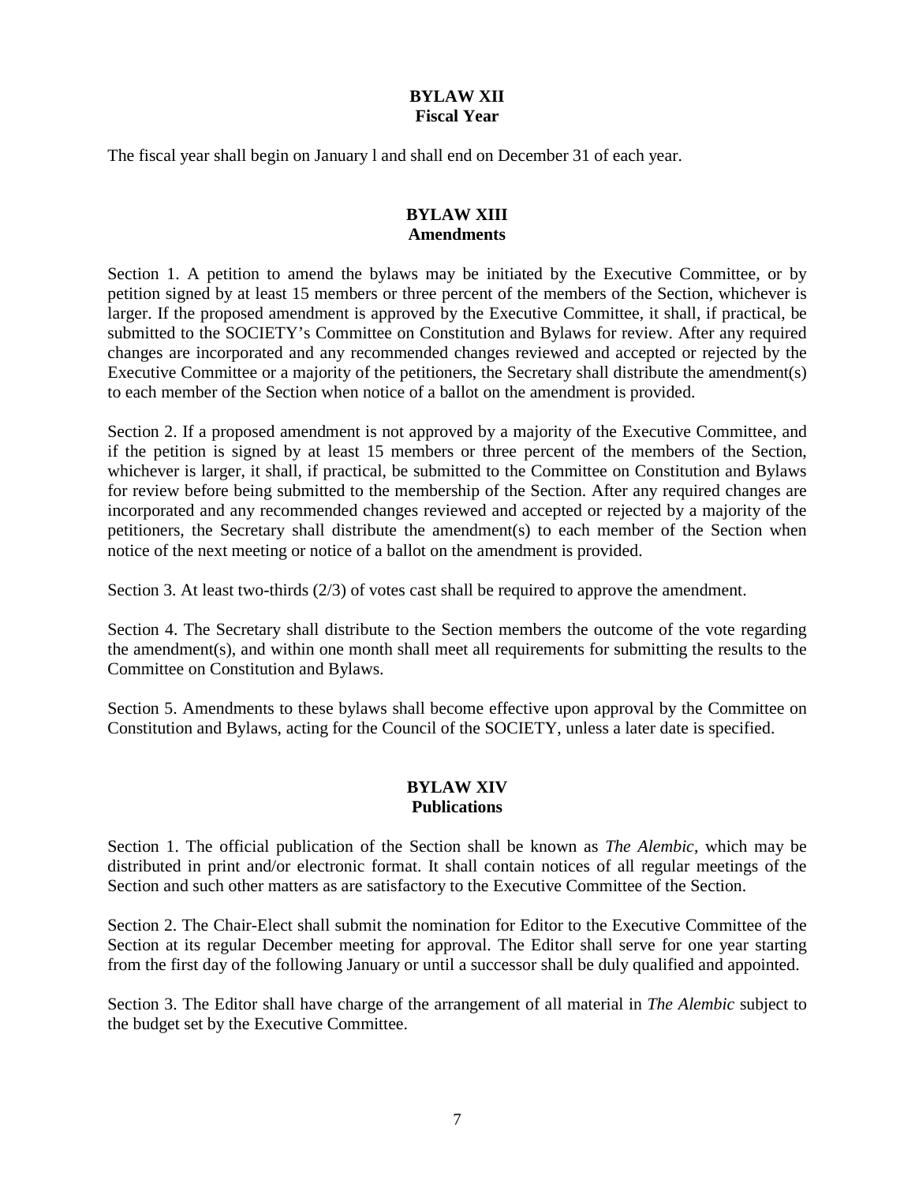## BYLAW XII
## Fiscal Year

The fiscal year shall begin on January l and shall end on December 31 of each year.

## BYLAW XIII
## Amendments

Section 1. A petition to amend the bylaws may be initiated by the Executive Committee, or by petition signed by at least 15 members or three percent of the members of the Section, whichever is larger. If the proposed amendment is approved by the Executive Committee, it shall, if practical, be submitted to the SOCIETY's Committee on Constitution and Bylaws for review. After any required changes are incorporated and any recommended changes reviewed and accepted or rejected by the Executive Committee or a majority of the petitioners, the Secretary shall distribute the amendment(s) to each member of the Section when notice of a ballot on the amendment is provided.

Section 2. If a proposed amendment is not approved by a majority of the Executive Committee, and if the petition is signed by at least 15 members or three percent of the members of the Section, whichever is larger, it shall, if practical, be submitted to the Committee on Constitution and Bylaws for review before being submitted to the membership of the Section. After any required changes are incorporated and any recommended changes reviewed and accepted or rejected by a majority of the petitioners, the Secretary shall distribute the amendment(s) to each member of the Section when notice of the next meeting or notice of a ballot on the amendment is provided.

Section 3. At least two-thirds (2/3) of votes cast shall be required to approve the amendment.

Section 4. The Secretary shall distribute to the Section members the outcome of the vote regarding the amendment(s), and within one month shall meet all requirements for submitting the results to the Committee on Constitution and Bylaws.

Section 5. Amendments to these bylaws shall become effective upon approval by the Committee on Constitution and Bylaws, acting for the Council of the SOCIETY, unless a later date is specified.

## BYLAW XIV
## Publications

Section 1. The official publication of the Section shall be known as *The Alembic*, which may be distributed in print and/or electronic format. It shall contain notices of all regular meetings of the Section and such other matters as are satisfactory to the Executive Committee of the Section.

Section 2. The Chair-Elect shall submit the nomination for Editor to the Executive Committee of the Section at its regular December meeting for approval. The Editor shall serve for one year starting from the first day of the following January or until a successor shall be duly qualified and appointed.

Section 3. The Editor shall have charge of the arrangement of all material in *The Alembic* subject to the budget set by the Executive Committee.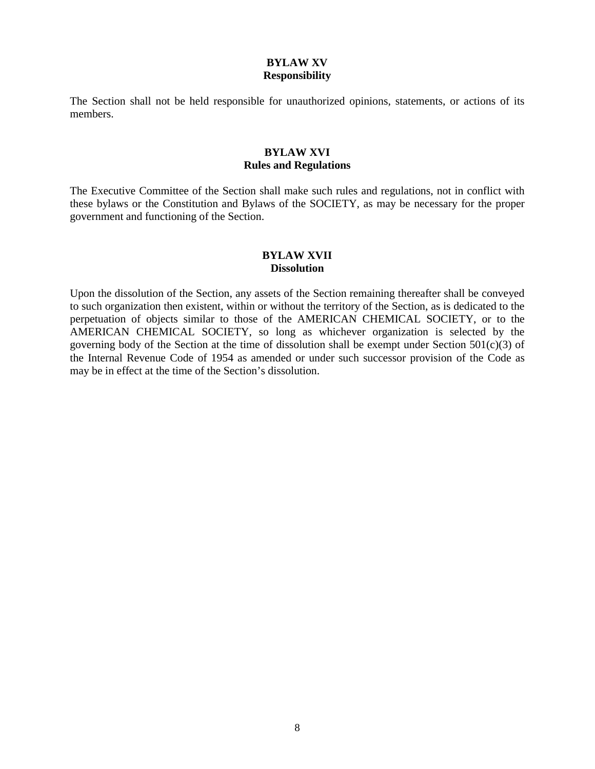**BYLAW XV**
**Responsibility**

The Section shall not be held responsible for unauthorized opinions, statements, or actions of its members.

**BYLAW XVI**
**Rules and Regulations**

The Executive Committee of the Section shall make such rules and regulations, not in conflict with these bylaws or the Constitution and Bylaws of the SOCIETY, as may be necessary for the proper government and functioning of the Section.

**BYLAW XVII**
**Dissolution**

Upon the dissolution of the Section, any assets of the Section remaining thereafter shall be conveyed to such organization then existent, within or without the territory of the Section, as is dedicated to the perpetuation of objects similar to those of the AMERICAN CHEMICAL SOCIETY, or to the AMERICAN CHEMICAL SOCIETY, so long as whichever organization is selected by the governing body of the Section at the time of dissolution shall be exempt under Section 501(c)(3) of the Internal Revenue Code of 1954 as amended or under such successor provision of the Code as may be in effect at the time of the Section's dissolution.